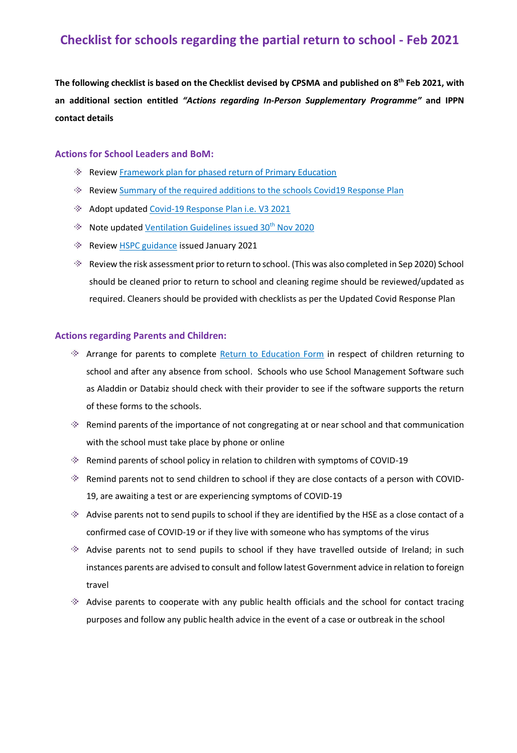# Checklist for schools regarding the partial return to school - Feb 2021

**The following checklist is based on the Checklist devised by CPSMA and published on 8th Feb 2021, with an additional section entitled *"Actions regarding In-Person Supplementary Programme"* and IPPN contact details**

## Actions for School Leaders and BoM:

- Review Framework plan for phased return of Primary Education
- Review Summary of the required additions to the schools Covid19 Response Plan
- Adopt updated Covid-19 Response Plan i.e. V3 2021
- Note updated Ventilation Guidelines issued 30th Nov 2020
- Review HSPC guidance issued January 2021
- Review the risk assessment prior to return to school. (This was also completed in Sep 2020) School should be cleaned prior to return to school and cleaning regime should be reviewed/updated as required. Cleaners should be provided with checklists as per the Updated Covid Response Plan

## Actions regarding Parents and Children:

- Arrange for parents to complete Return to Education Form in respect of children returning to school and after any absence from school. Schools who use School Management Software such as Aladdin or Databiz should check with their provider to see if the software supports the return of these forms to the schools.
- Remind parents of the importance of not congregating at or near school and that communication with the school must take place by phone or online
- Remind parents of school policy in relation to children with symptoms of COVID-19
- Remind parents not to send children to school if they are close contacts of a person with COVID-19, are awaiting a test or are experiencing symptoms of COVID-19
- Advise parents not to send pupils to school if they are identified by the HSE as a close contact of a confirmed case of COVID-19 or if they live with someone who has symptoms of the virus
- Advise parents not to send pupils to school if they have travelled outside of Ireland; in such instances parents are advised to consult and follow latest Government advice in relation to foreign travel
- Advise parents to cooperate with any public health officials and the school for contact tracing purposes and follow any public health advice in the event of a case or outbreak in the school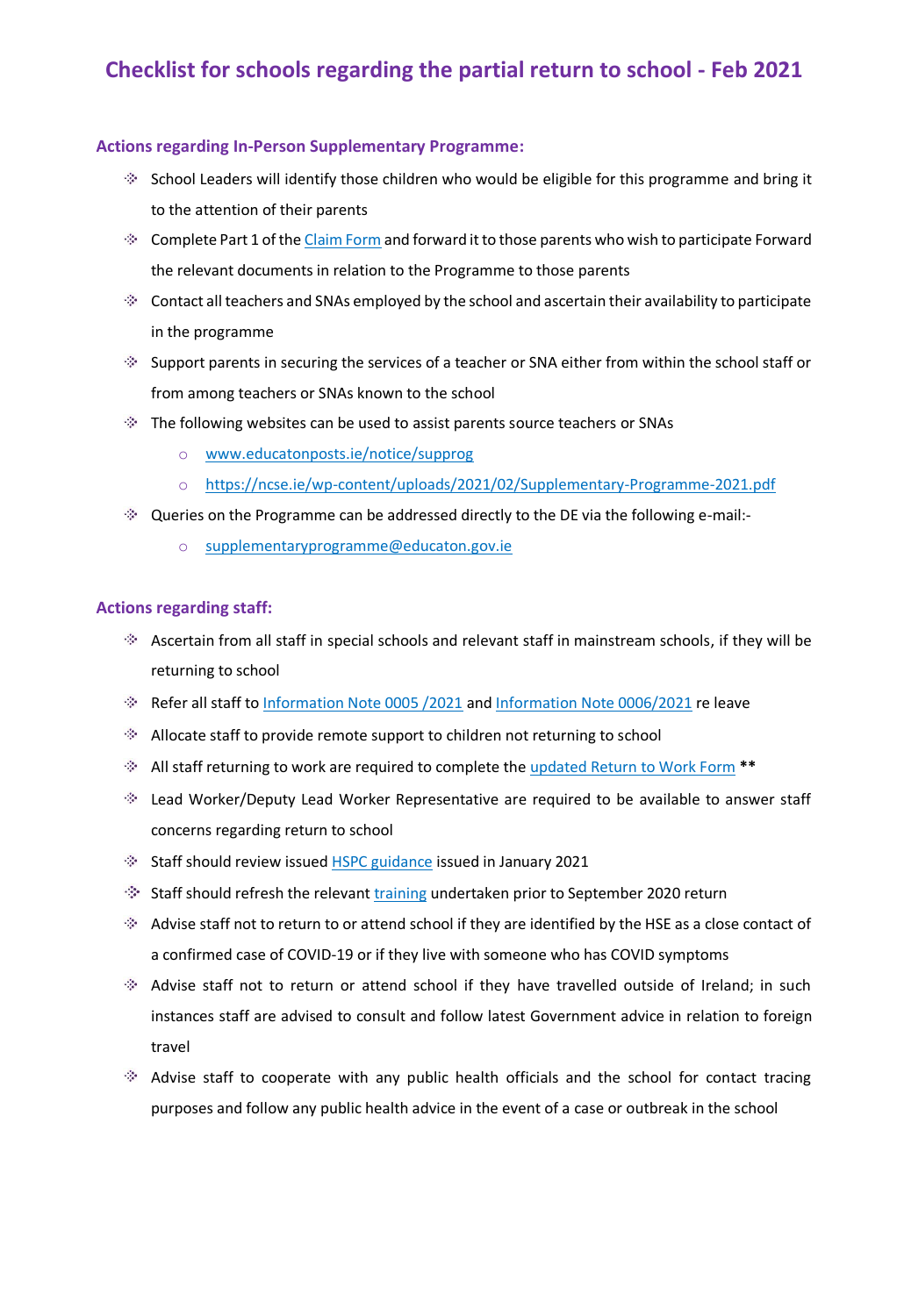# Checklist for schools regarding the partial return to school - Feb 2021

## Actions regarding In-Person Supplementary Programme:

- School Leaders will identify those children who would be eligible for this programme and bring it to the attention of their parents
- Complete Part 1 of the Claim Form and forward it to those parents who wish to participate Forward the relevant documents in relation to the Programme to those parents
- Contact all teachers and SNAs employed by the school and ascertain their availability to participate in the programme
- Support parents in securing the services of a teacher or SNA either from within the school staff or from among teachers or SNAs known to the school
- The following websites can be used to assist parents source teachers or SNAs
  - www.educatonposts.ie/notice/supprog
  - https://ncse.ie/wp-content/uploads/2021/02/Supplementary-Programme-2021.pdf
- Queries on the Programme can be addressed directly to the DE via the following e-mail:-
  - supplementaryprogramme@educaton.gov.ie

## Actions regarding staff:

- Ascertain from all staff in special schools and relevant staff in mainstream schools, if they will be returning to school
- Refer all staff to Information Note 0005 /2021 and Information Note 0006/2021 re leave
- Allocate staff to provide remote support to children not returning to school
- All staff returning to work are required to complete the updated Return to Work Form **
- Lead Worker/Deputy Lead Worker Representative are required to be available to answer staff concerns regarding return to school
- Staff should review issued HSPC guidance issued in January 2021
- Staff should refresh the relevant training undertaken prior to September 2020 return
- Advise staff not to return to or attend school if they are identified by the HSE as a close contact of a confirmed case of COVID-19 or if they live with someone who has COVID symptoms
- Advise staff not to return or attend school if they have travelled outside of Ireland; in such instances staff are advised to consult and follow latest Government advice in relation to foreign travel
- Advise staff to cooperate with any public health officials and the school for contact tracing purposes and follow any public health advice in the event of a case or outbreak in the school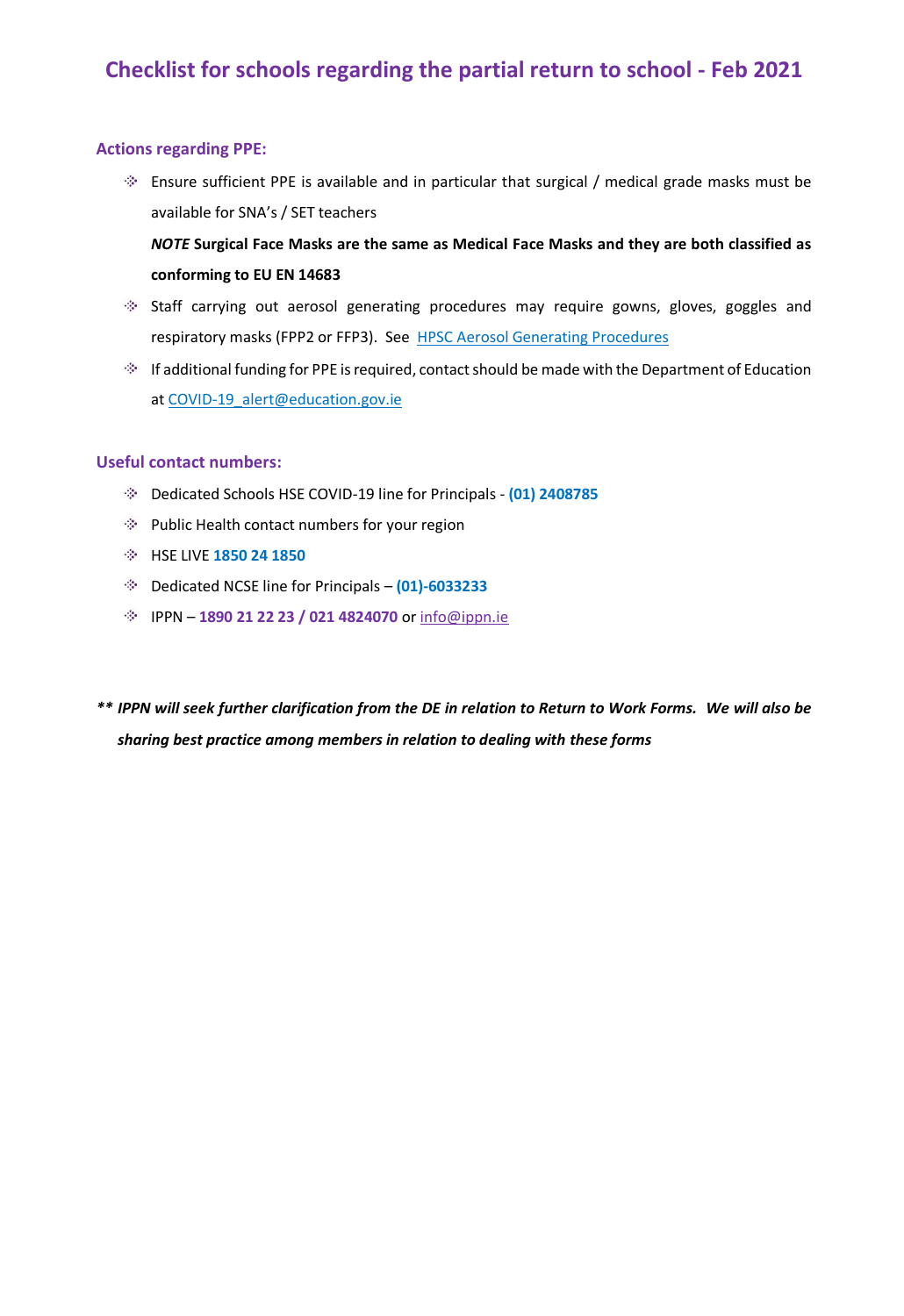# Checklist for schools regarding the partial return to school - Feb 2021

## Actions regarding PPE:

- Ensure sufficient PPE is available and in particular that surgical / medical grade masks must be available for SNA's / SET teachers

  ***NOTE*** **Surgical Face Masks are the same as Medical Face Masks and they are both classified as conforming to EU EN 14683**

- Staff carrying out aerosol generating procedures may require gowns, gloves, goggles and respiratory masks (FPP2 or FFP3). See HPSC Aerosol Generating Procedures
- If additional funding for PPE is required, contact should be made with the Department of Education at COVID-19_alert@education.gov.ie

## Useful contact numbers:

- Dedicated Schools HSE COVID-19 line for Principals - **(01) 2408785**
- Public Health contact numbers for your region
- HSE LIVE **1850 24 1850**
- Dedicated NCSE line for Principals – **(01)-6033233**
- IPPN – **1890 21 22 23 / 021 4824070** or info@ippn.ie

***\*\* IPPN will seek further clarification from the DE in relation to Return to Work Forms. We will also be sharing best practice among members in relation to dealing with these forms***